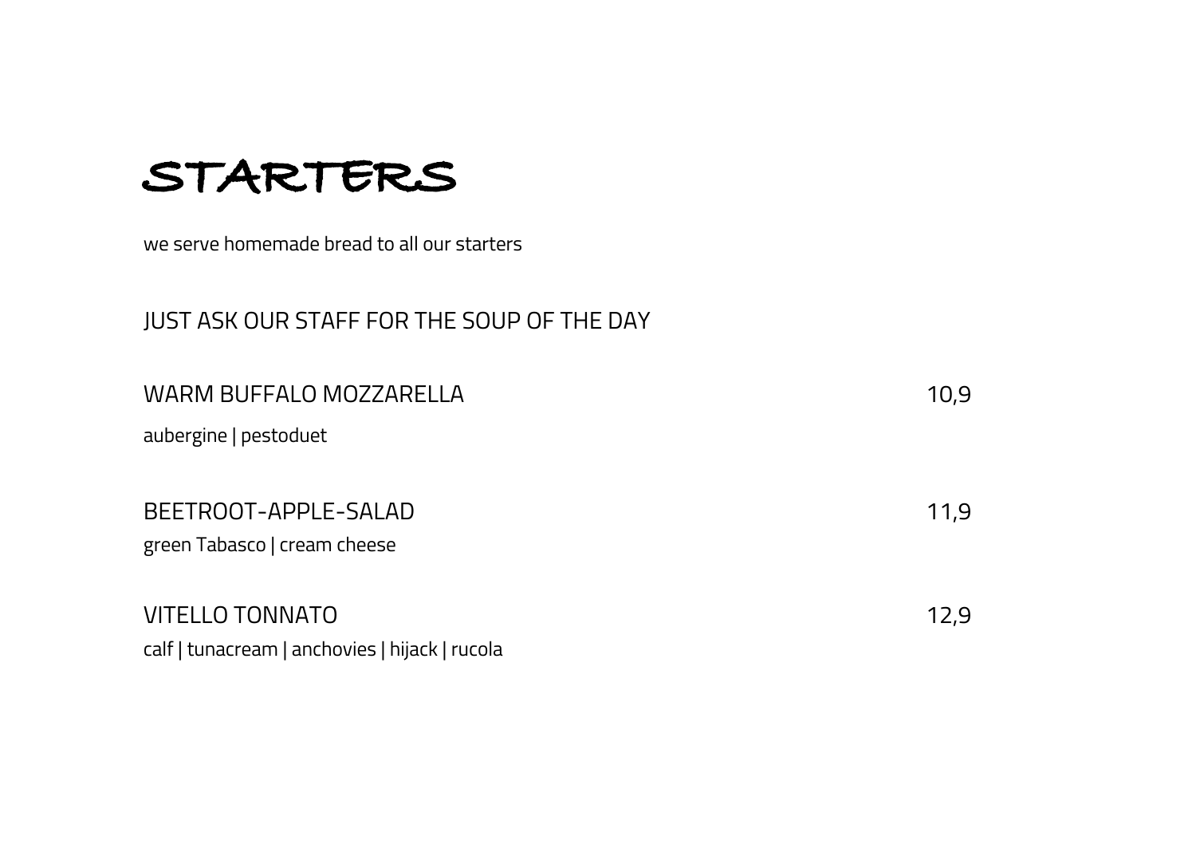# STARTERS

we serve homemade bread to all our starters

JUST ASK OUR STAFF FOR THE SOUP OF THE DAY

WARM BUFFALO MOZZARELLA 10,9

aubergine | pestoduet

BEETROOT-APPLE-SALAD 11,9

green Tabasco | cream cheese

VITELLO TONNATO 12,9

calf | tunacream | anchovies | hijack | rucola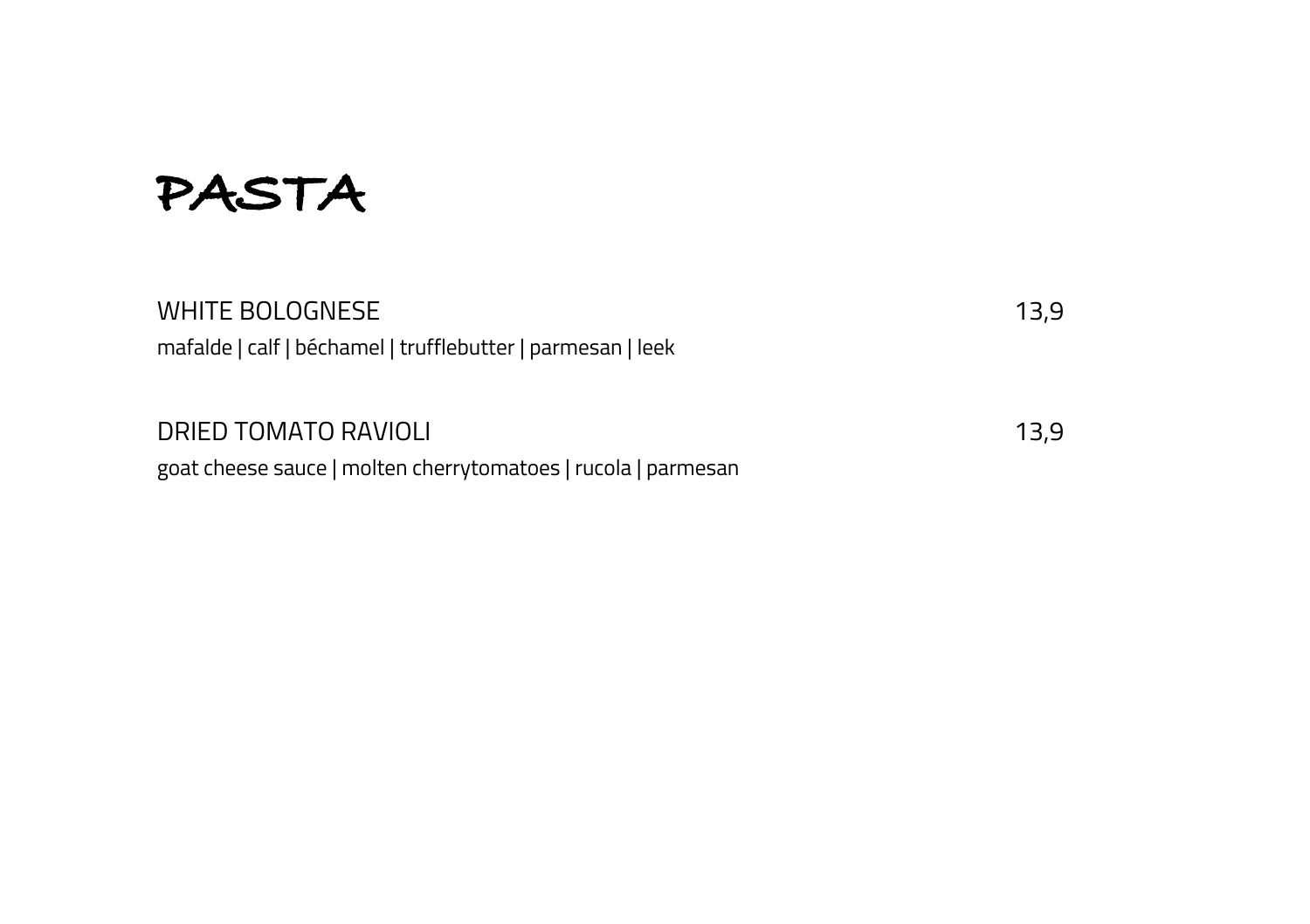# PASTA

WHITE BOLOGNESE 13,9

mafalde | calf | béchamel | trufflebutter | parmesan | leek

DRIED TOMATO RAVIOLI 13,9

goat cheese sauce | molten cherrytomatoes | rucola | parmesan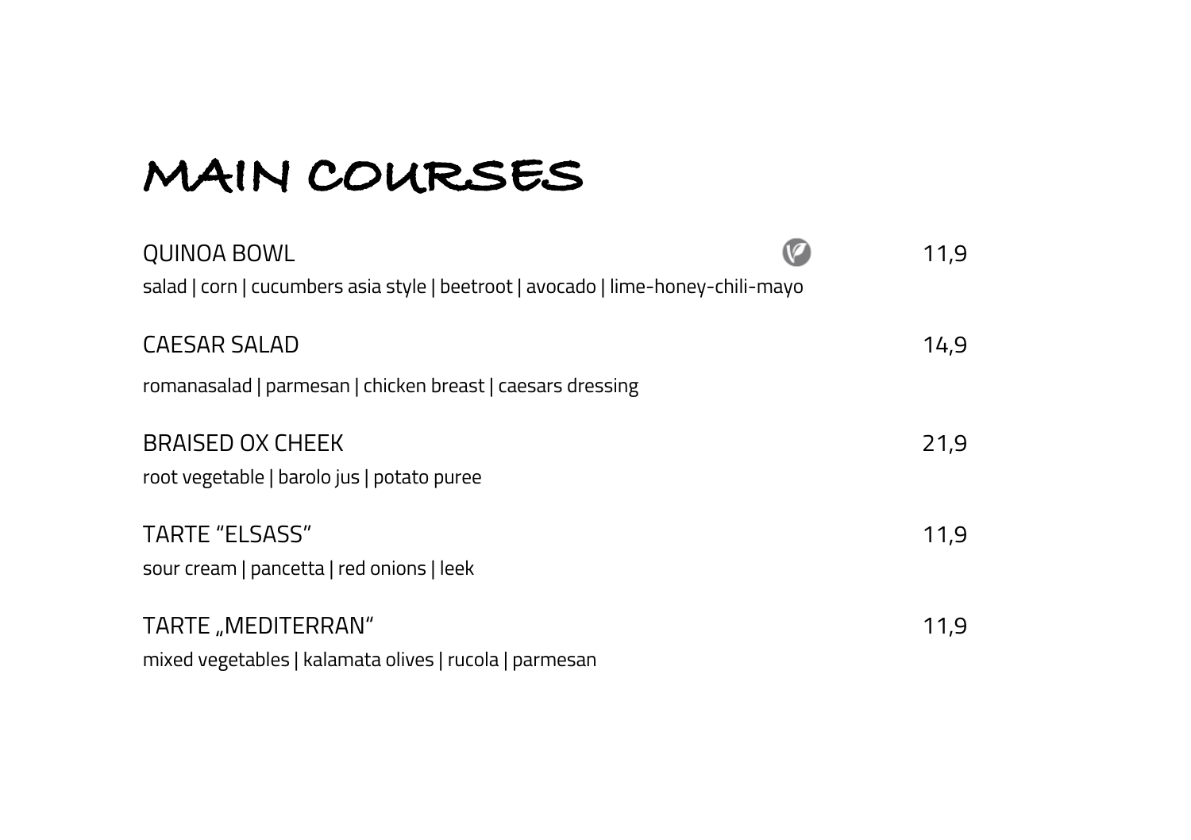# MAIN COURSES

QUINOA BOWL 11,9

salad | corn | cucumbers asia style | beetroot | avocado | lime-honey-chili-mayo

CAESAR SALAD 14,9

romanasalad | parmesan | chicken breast | caesars dressing

BRAISED OX CHEEK 21,9

root vegetable | barolo jus | potato puree

TARTE "ELSASS" 11,9

sour cream | pancetta | red onions | leek

TARTE „MEDITERRAN" 11,9

mixed vegetables | kalamata olives | rucola | parmesan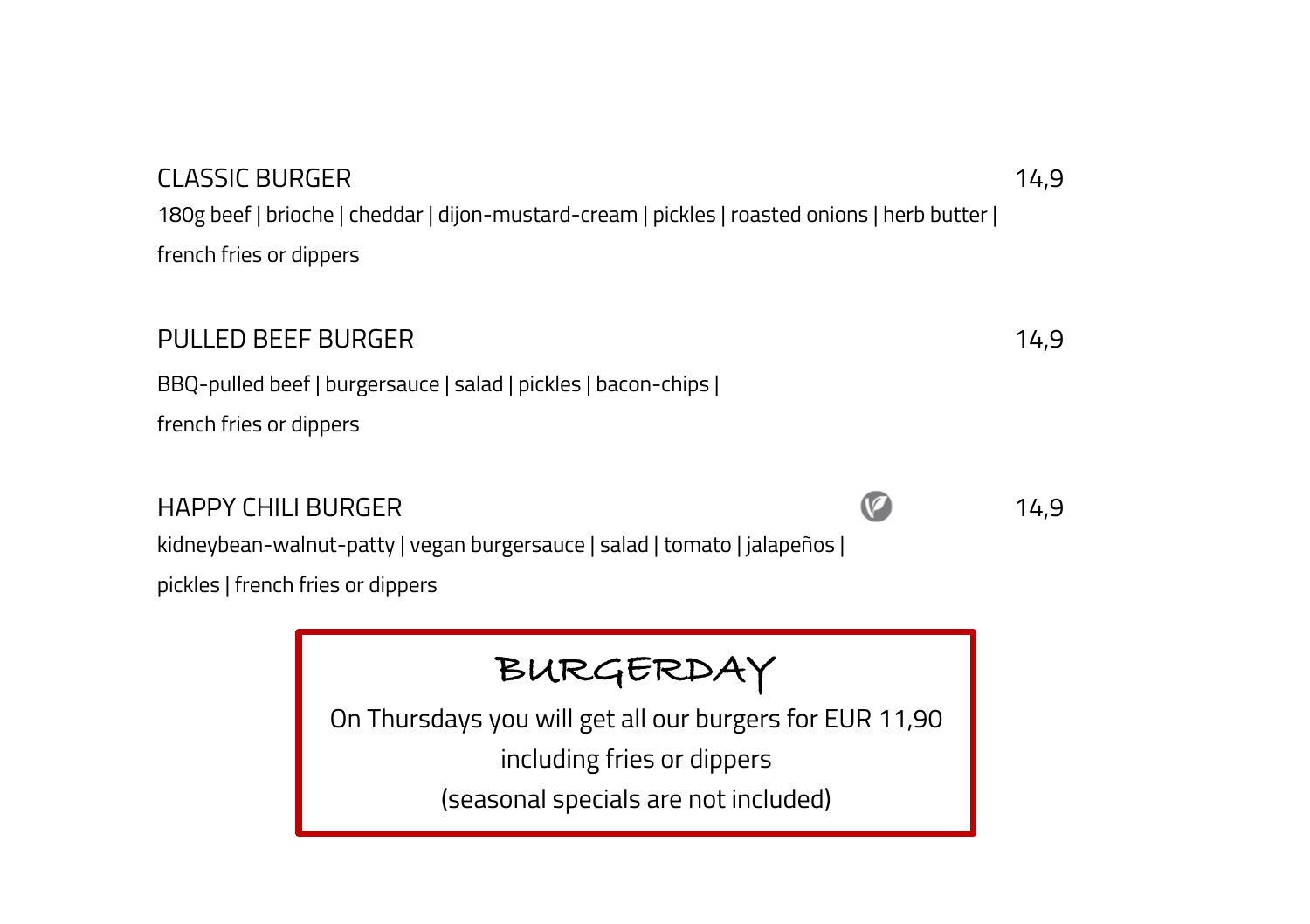### CLASSIC BURGER 14,9

180g beef | brioche | cheddar | dijon-mustard-cream | pickles | roasted onions | herb butter |
french fries or dippers

### PULLED BEEF BURGER 14,9

BBQ-pulled beef | burgersauce | salad | pickles | bacon-chips |
french fries or dippers

### HAPPY CHILI BURGER 14,9

kidneybean-walnut-patty | vegan burgersauce | salad | tomato | jalapeños |
pickles | french fries or dippers

## BURGERDAY

On Thursdays you will get all our burgers for EUR 11,90
including fries or dippers
(seasonal specials are not included)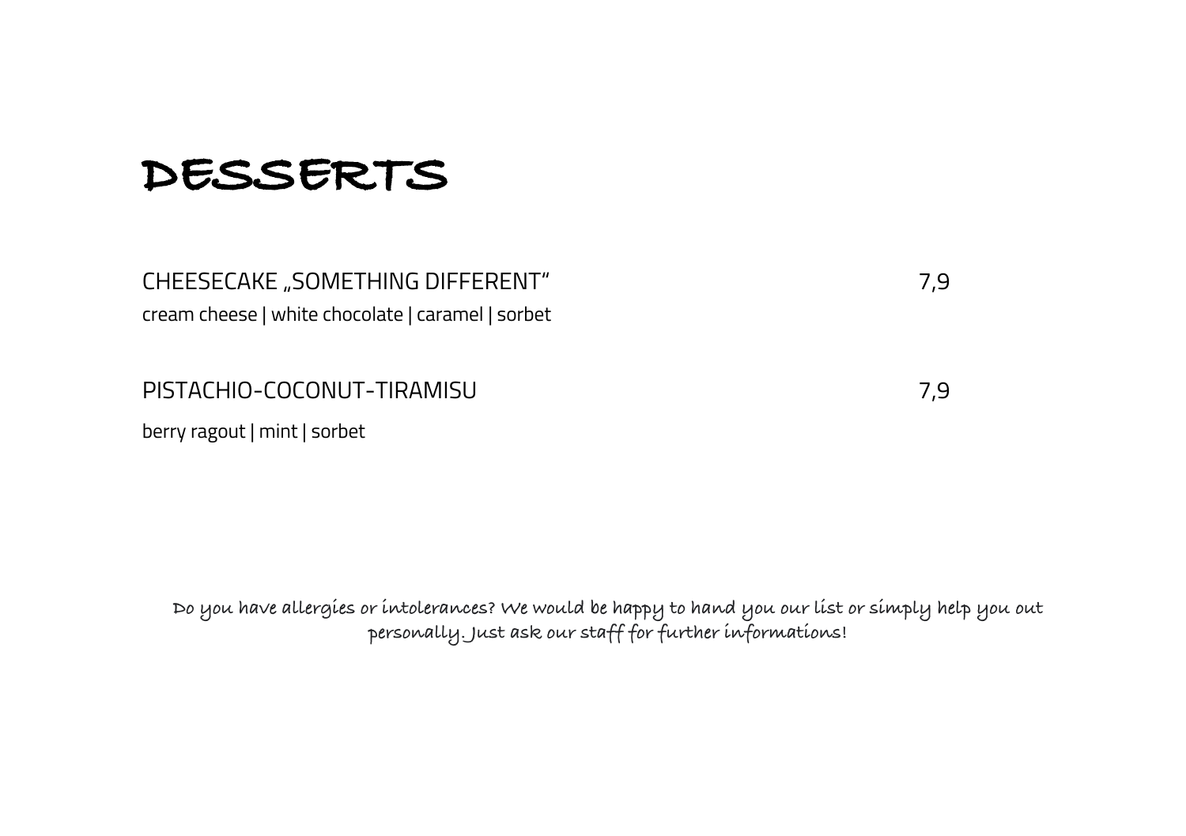# DESSERTS

CHEESECAKE „SOMETHING DIFFERENT" 7,9

cream cheese | white chocolate | caramel | sorbet

PISTACHIO-COCONUT-TIRAMISU 7,9

berry ragout | mint | sorbet

Do you have allergies or intolerances? We would be happy to hand you our list or simply help you out personally. Just ask our staff for further informations!